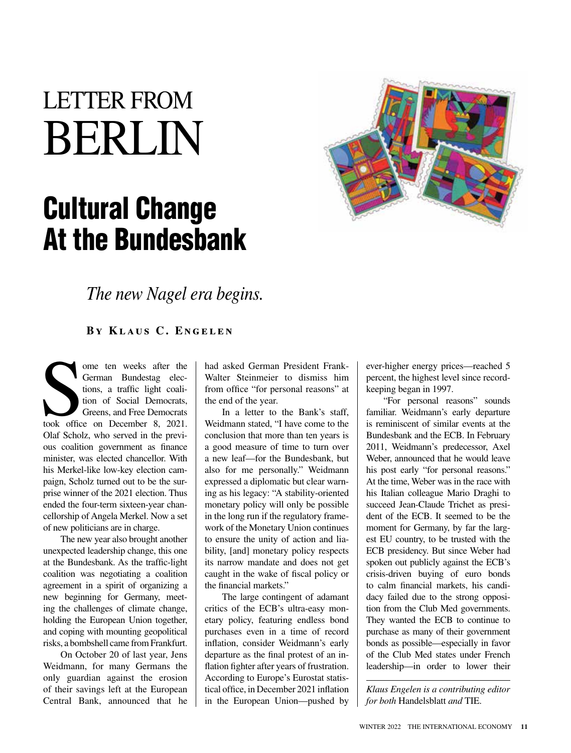# LETTER FROM BERLIN

## Cultural Change At the Bundesbank

*The new Nagel era begins.*

**By Klaus C. Engelen**

Some ten weeks after the German Bundestag elections, a traffic light coalition of Social Democrats, Greens, and Free Democrats took office on December 8, 2021. Olaf Scholz, who served in the previous coalition government as finance minister, was elected chancellor. With his Merkel-like low-key election campaign, Scholz turned out to be the surprise winner of the 2021 election. Thus ended the four-term sixteen-year chancellorship of Angela Merkel. Now a set of new politicians are in charge.

The new year also brought another unexpected leadership change, this one at the Bundesbank. As the traffic-light coalition was negotiating a coalition agreement in a spirit of organizing a new beginning for Germany, meeting the challenges of climate change, holding the European Union together, and coping with mounting geopolitical risks, a bombshell came from Frankfurt.

On October 20 of last year, Jens Weidmann, for many Germans the only guardian against the erosion of their savings left at the European Central Bank, announced that he had asked German President Frank-Walter Steinmeier to dismiss him from office "for personal reasons" at the end of the year.

In a letter to the Bank's staff, Weidmann stated, "I have come to the conclusion that more than ten years is a good measure of time to turn over a new leaf—for the Bundesbank, but also for me personally." Weidmann expressed a diplomatic but clear warning as his legacy: "A stability-oriented monetary policy will only be possible in the long run if the regulatory framework of the Monetary Union continues to ensure the unity of action and liability, [and] monetary policy respects its narrow mandate and does not get caught in the wake of fiscal policy or the financial markets."

The large contingent of adamant critics of the ECB's ultra-easy monetary policy, featuring endless bond purchases even in a time of record inflation, consider Weidmann's early departure as the final protest of an inflation fighter after years of frustration. According to Europe's Eurostat statistical office, in December 2021 inflation in the European Union—pushed by ever-higher energy prices—reached 5 percent, the highest level since record-keeping began in 1997.

"For personal reasons" sounds familiar. Weidmann's early departure is reminiscent of similar events at the Bundesbank and the ECB. In February 2011, Weidmann's predecessor, Axel Weber, announced that he would leave his post early "for personal reasons." At the time, Weber was in the race with his Italian colleague Mario Draghi to succeed Jean-Claude Trichet as president of the ECB. It seemed to be the moment for Germany, by far the largest EU country, to be trusted with the ECB presidency. But since Weber had spoken out publicly against the ECB's crisis-driven buying of euro bonds to calm financial markets, his candidacy failed due to the strong opposition from the Club Med governments. They wanted the ECB to continue to purchase as many of their government bonds as possible—especially in favor of the Club Med states under French leadership—in order to lower their

---

*Klaus Engelen is a contributing editor for both* Handelsblatt *and* TIE.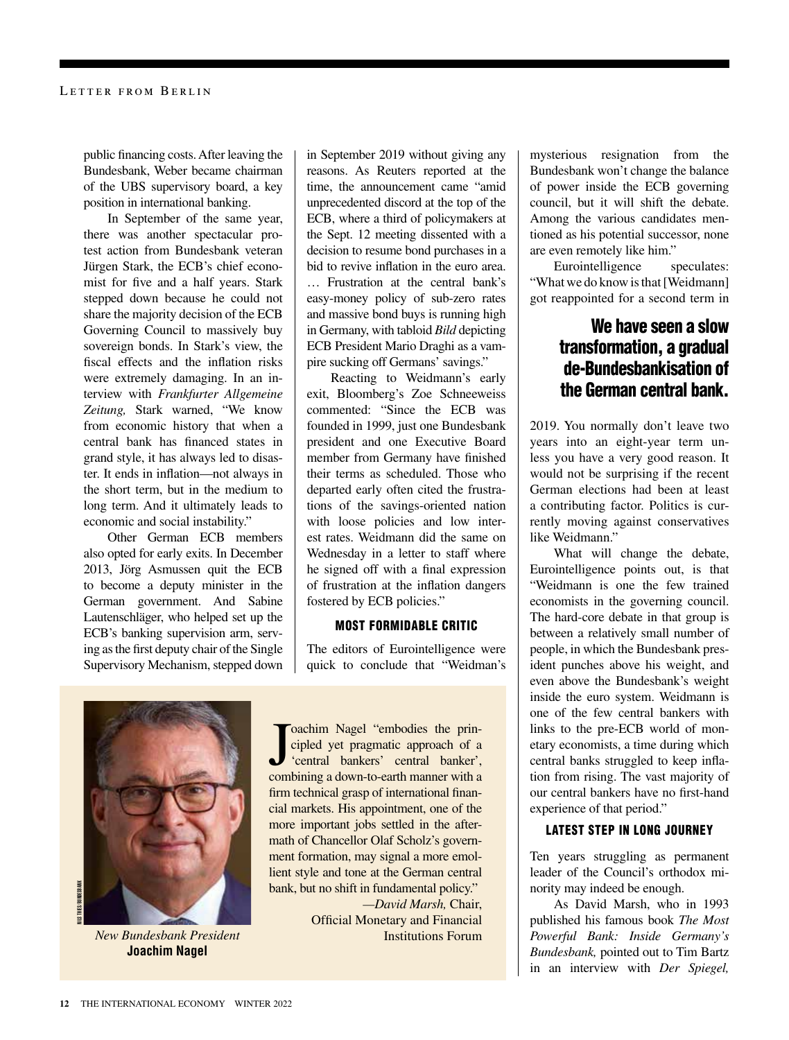public financing costs. After leaving the Bundesbank, Weber became chairman of the UBS supervisory board, a key position in international banking.

In September of the same year, there was another spectacular protest action from Bundesbank veteran Jürgen Stark, the ECB's chief economist for five and a half years. Stark stepped down because he could not share the majority decision of the ECB Governing Council to massively buy sovereign bonds. In Stark's view, the fiscal effects and the inflation risks were extremely damaging. In an interview with *Frankfurter Allgemeine Zeitung,* Stark warned, "We know from economic history that when a central bank has financed states in grand style, it has always led to disaster. It ends in inflation—not always in the short term, but in the medium to long term. And it ultimately leads to economic and social instability."

Other German ECB members also opted for early exits. In December 2013, Jörg Asmussen quit the ECB to become a deputy minister in the German government. And Sabine Lautenschläger, who helped set up the ECB's banking supervision arm, serving as the first deputy chair of the Single Supervisory Mechanism, stepped down in September 2019 without giving any reasons. As Reuters reported at the time, the announcement came "amid unprecedented discord at the top of the ECB, where a third of policymakers at the Sept. 12 meeting dissented with a decision to resume bond purchases in a bid to revive inflation in the euro area. … Frustration at the central bank's easy-money policy of sub-zero rates and massive bond buys is running high in Germany, with tabloid *Bild* depicting ECB President Mario Draghi as a vampire sucking off Germans' savings."

Reacting to Weidmann's early exit, Bloomberg's Zoe Schneeweiss commented: "Since the ECB was founded in 1999, just one Bundesbank president and one Executive Board member from Germany have finished their terms as scheduled. Those who departed early often cited the frustrations of the savings-oriented nation with loose policies and low interest rates. Weidmann did the same on Wednesday in a letter to staff where he signed off with a final expression of frustration at the inflation dangers fostered by ECB policies."

### MOST FORMIDABLE CRITIC

The editors of Eurointelligence were quick to conclude that "Weidman's mysterious resignation from the Bundesbank won't change the balance of power inside the ECB governing council, but it will shift the debate. Among the various candidates mentioned as his potential successor, none are even remotely like him."

Eurointelligence speculates: "What we do know is that [Weidmann] got reappointed for a second term in 2019. You normally don't leave two years into an eight-year term unless you have a very good reason. It would not be surprising if the recent German elections had been at least a contributing factor. Politics is currently moving against conservatives like Weidmann."

> **We have seen a slow transformation, a gradual de-Bundesbankisation of the German central bank.**

What will change the debate, Eurointelligence points out, is that "Weidmann is one the few trained economists in the governing council. The hard-core debate in that group is between a relatively small number of people, in which the Bundesbank president punches above his weight, and even above the Bundesbank's weight inside the euro system. Weidmann is one of the few central bankers with links to the pre-ECB world of monetary economists, a time during which central banks struggled to keep inflation from rising. The vast majority of our central bankers have no first-hand experience of that period."

### LATEST STEP IN LONG JOURNEY

Ten years struggling as permanent leader of the Council's orthodox minority may indeed be enough.

As David Marsh, who in 1993 published his famous book *The Most Powerful Bank: Inside Germany's Bundesbank,* pointed out to Tim Bartz in an interview with *Der Spiegel,*

---

Joachim Nagel "embodies the principled yet pragmatic approach of a 'central bankers' central banker', combining a down-to-earth manner with a firm technical grasp of international financial markets. His appointment, one of the more important jobs settled in the aftermath of Chancellor Olaf Scholz's government formation, may signal a more emollient style and tone at the German central bank, but no shift in fundamental policy."

—*David Marsh,* Chair, Official Monetary and Financial Institutions Forum

*New Bundesbank President* **Joachim Nagel**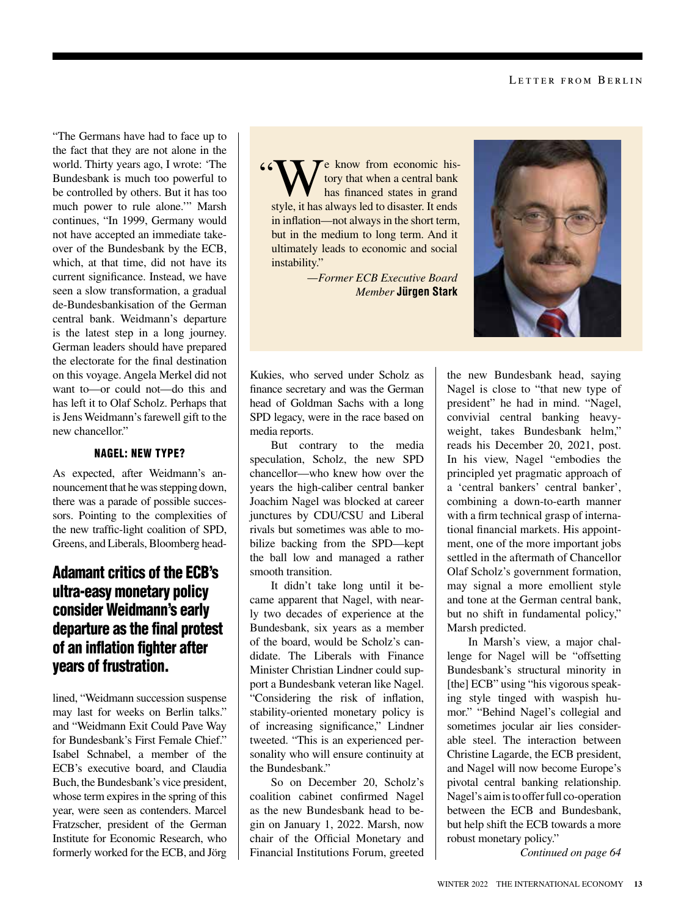"The Germans have had to face up to the fact that they are not alone in the world. Thirty years ago, I wrote: 'The Bundesbank is much too powerful to be controlled by others. But it has too much power to rule alone.'" Marsh continues, "In 1999, Germany would not have accepted an immediate takeover of the Bundesbank by the ECB, which, at that time, did not have its current significance. Instead, we have seen a slow transformation, a gradual de-Bundesbankisation of the German central bank. Weidmann's departure is the latest step in a long journey. German leaders should have prepared the electorate for the final destination on this voyage. Angela Merkel did not want to—or could not—do this and has left it to Olaf Scholz. Perhaps that is Jens Weidmann's farewell gift to the new chancellor."

> "We know from economic history that when a central bank has financed states in grand style, it has always led to disaster. It ends in inflation—not always in the short term, but in the medium to long term. And it ultimately leads to economic and social instability."
>
> —*Former ECB Executive Board Member* **Jürgen Stark**

### NAGEL: NEW TYPE?

As expected, after Weidmann's announcement that he was stepping down, there was a parade of possible successors. Pointing to the complexities of the new traffic-light coalition of SPD, Greens, and Liberals, Bloomberg headlined, "Weidmann succession suspense may last for weeks on Berlin talks." and "Weidmann Exit Could Pave Way for Bundesbank's First Female Chief." Isabel Schnabel, a member of the ECB's executive board, and Claudia Buch, the Bundesbank's vice president, whose term expires in the spring of this year, were seen as contenders. Marcel Fratzscher, president of the German Institute for Economic Research, who formerly worked for the ECB, and Jörg Kukies, who served under Scholz as finance secretary and was the German head of Goldman Sachs with a long SPD legacy, were in the race based on media reports.

> **Adamant critics of the ECB's ultra-easy monetary policy consider Weidmann's early departure as the final protest of an inflation fighter after years of frustration.**

But contrary to the media speculation, Scholz, the new SPD chancellor—who knew how over the years the high-caliber central banker Joachim Nagel was blocked at career junctures by CDU/CSU and Liberal rivals but sometimes was able to mobilize backing from the SPD—kept the ball low and managed a rather smooth transition.

It didn't take long until it became apparent that Nagel, with nearly two decades of experience at the Bundesbank, six years as a member of the board, would be Scholz's candidate. The Liberals with Finance Minister Christian Lindner could support a Bundesbank veteran like Nagel. "Considering the risk of inflation, stability-oriented monetary policy is of increasing significance," Lindner tweeted. "This is an experienced personality who will ensure continuity at the Bundesbank."

So on December 20, Scholz's coalition cabinet confirmed Nagel as the new Bundesbank head to begin on January 1, 2022. Marsh, now chair of the Official Monetary and Financial Institutions Forum, greeted the new Bundesbank head, saying Nagel is close to "that new type of president" he had in mind. "Nagel, convivial central banking heavyweight, takes Bundesbank helm," reads his December 20, 2021, post. In his view, Nagel "embodies the principled yet pragmatic approach of a 'central bankers' central banker', combining a down-to-earth manner with a firm technical grasp of international financial markets. His appointment, one of the more important jobs settled in the aftermath of Chancellor Olaf Scholz's government formation, may signal a more emollient style and tone at the German central bank, but no shift in fundamental policy," Marsh predicted.

In Marsh's view, a major challenge for Nagel will be "offsetting Bundesbank's structural minority in [the] ECB" using "his vigorous speaking style tinged with waspish humor." "Behind Nagel's collegial and sometimes jocular air lies considerable steel. The interaction between Christine Lagarde, the ECB president, and Nagel will now become Europe's pivotal central banking relationship. Nagel's aim is to offer full co-operation between the ECB and Bundesbank, but help shift the ECB towards a more robust monetary policy."

*Continued on page 64*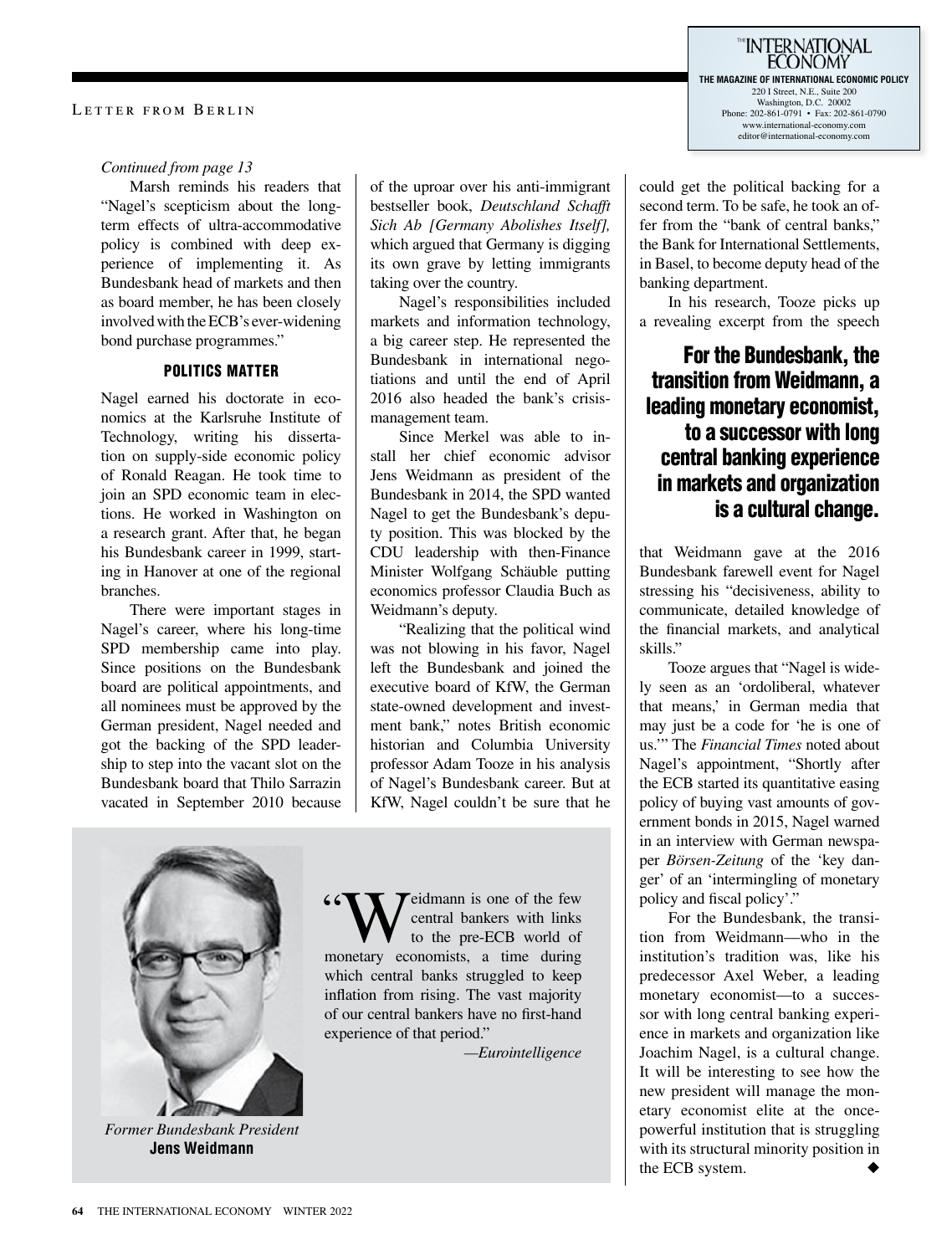*Continued from page 13*

Marsh reminds his readers that "Nagel's scepticism about the long-term effects of ultra-accommodative policy is combined with deep experience of implementing it. As Bundesbank head of markets and then as board member, he has been closely involved with the ECB's ever-widening bond purchase programmes."

### POLITICS MATTER

Nagel earned his doctorate in economics at the Karlsruhe Institute of Technology, writing his dissertation on supply-side economic policy of Ronald Reagan. He took time to join an SPD economic team in elections. He worked in Washington on a research grant. After that, he began his Bundesbank career in 1999, starting in Hanover at one of the regional branches.

There were important stages in Nagel's career, where his long-time SPD membership came into play. Since positions on the Bundesbank board are political appointments, and all nominees must be approved by the German president, Nagel needed and got the backing of the SPD leadership to step into the vacant slot on the Bundesbank board that Thilo Sarrazin vacated in September 2010 because of the uproar over his anti-immigrant bestseller book, *Deutschland Schafft Sich Ab [Germany Abolishes Itself],* which argued that Germany is digging its own grave by letting immigrants taking over the country.

Nagel's responsibilities included markets and information technology, a big career step. He represented the Bundesbank in international negotiations and until the end of April 2016 also headed the bank's crisis-management team.

Since Merkel was able to install her chief economic advisor Jens Weidmann as president of the Bundesbank in 2014, the SPD wanted Nagel to get the Bundesbank's deputy position. This was blocked by the CDU leadership with then-Finance Minister Wolfgang Schäuble putting economics professor Claudia Buch as Weidmann's deputy.

"Realizing that the political wind was not blowing in his favor, Nagel left the Bundesbank and joined the executive board of KfW, the German state-owned development and investment bank," notes British economic historian and Columbia University professor Adam Tooze in his analysis of Nagel's Bundesbank career. But at KfW, Nagel couldn't be sure that he could get the political backing for a second term. To be safe, he took an offer from the "bank of central banks," the Bank for International Settlements, in Basel, to become deputy head of the banking department.

In his research, Tooze picks up a revealing excerpt from the speech that Weidmann gave at the 2016 Bundesbank farewell event for Nagel stressing his "decisiveness, ability to communicate, detailed knowledge of the financial markets, and analytical skills."

Tooze argues that "Nagel is widely seen as an 'ordoliberal, whatever that means,' in German media that may just be a code for 'he is one of us.'" The *Financial Times* noted about Nagel's appointment, "Shortly after the ECB started its quantitative easing policy of buying vast amounts of government bonds in 2015, Nagel warned in an interview with German newspaper *Börsen-Zeitung* of the 'key danger' of an 'intermingling of monetary policy and fiscal policy'."

For the Bundesbank, the transition from Weidmann—who in the institution's tradition was, like his predecessor Axel Weber, a leading monetary economist—to a successor with long central banking experience in markets and organization like Joachim Nagel, is a cultural change. It will be interesting to see how the new president will manage the monetary economist elite at the once-powerful institution that is struggling with its structural minority position in the ECB system. ◆

**For the Bundesbank, the transition from Weidmann, a leading monetary economist, to a successor with long central banking experience in markets and organization is a cultural change.**

"Weidmann is one of the few central bankers with links to the pre-ECB world of monetary economists, a time during which central banks struggled to keep inflation from rising. The vast majority of our central bankers have no first-hand experience of that period."

—*Eurointelligence*

*Former Bundesbank President*
**Jens Weidmann**